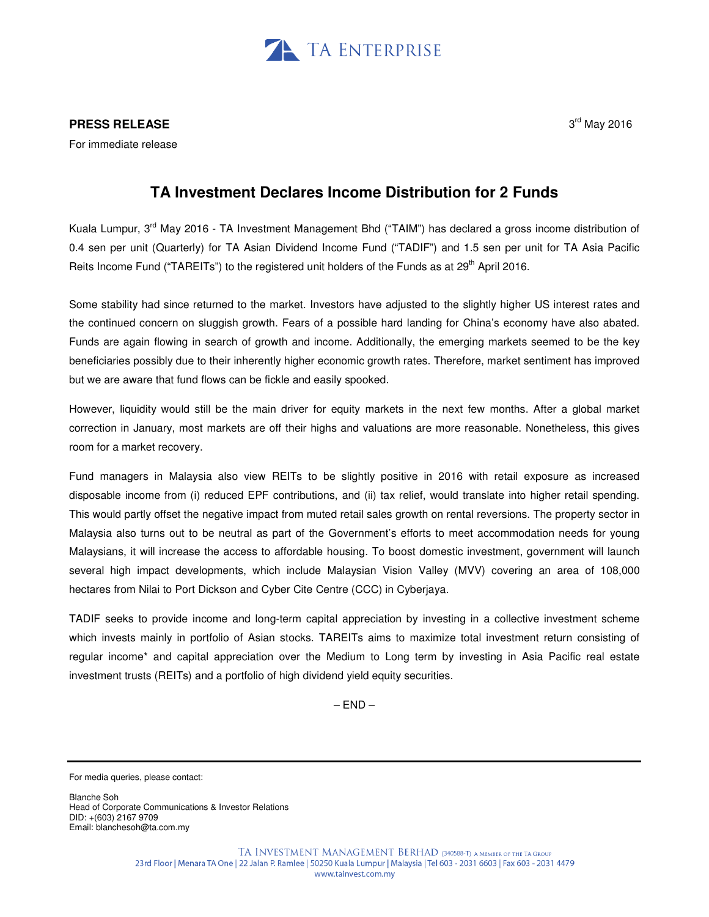TA ENTERPRISE

**PRESS RELEASE**

3rd May 2016

For immediate release

# TA Investment Declares Income Distribution for 2 Funds

Kuala Lumpur, 3rd May 2016 - TA Investment Management Bhd ("TAIM") has declared a gross income distribution of 0.4 sen per unit (Quarterly) for TA Asian Dividend Income Fund ("TADIF") and 1.5 sen per unit for TA Asia Pacific Reits Income Fund ("TAREITs") to the registered unit holders of the Funds as at 29th April 2016.

Some stability had since returned to the market. Investors have adjusted to the slightly higher US interest rates and the continued concern on sluggish growth. Fears of a possible hard landing for China's economy have also abated. Funds are again flowing in search of growth and income. Additionally, the emerging markets seemed to be the key beneficiaries possibly due to their inherently higher economic growth rates. Therefore, market sentiment has improved but we are aware that fund flows can be fickle and easily spooked.

However, liquidity would still be the main driver for equity markets in the next few months. After a global market correction in January, most markets are off their highs and valuations are more reasonable. Nonetheless, this gives room for a market recovery.

Fund managers in Malaysia also view REITs to be slightly positive in 2016 with retail exposure as increased disposable income from (i) reduced EPF contributions, and (ii) tax relief, would translate into higher retail spending. This would partly offset the negative impact from muted retail sales growth on rental reversions. The property sector in Malaysia also turns out to be neutral as part of the Government's efforts to meet accommodation needs for young Malaysians, it will increase the access to affordable housing. To boost domestic investment, government will launch several high impact developments, which include Malaysian Vision Valley (MVV) covering an area of 108,000 hectares from Nilai to Port Dickson and Cyber Cite Centre (CCC) in Cyberjaya.

TADIF seeks to provide income and long-term capital appreciation by investing in a collective investment scheme which invests mainly in portfolio of Asian stocks. TAREITs aims to maximize total investment return consisting of regular income* and capital appreciation over the Medium to Long term by investing in Asia Pacific real estate investment trusts (REITs) and a portfolio of high dividend yield equity securities.

– END –

---

For media queries, please contact:

Blanche Soh
Head of Corporate Communications & Investor Relations
DID: +(603) 2167 9709
Email: blanchesoh@ta.com.my

TA INVESTMENT MANAGEMENT BERHAD (340588-T) A MEMBER OF THE TA GROUP
23rd Floor | Menara TA One | 22 Jalan P. Ramlee | 50250 Kuala Lumpur | Malaysia | Tel 603 - 2031 6603 | Fax 603 - 2031 4479
www.tainvest.com.my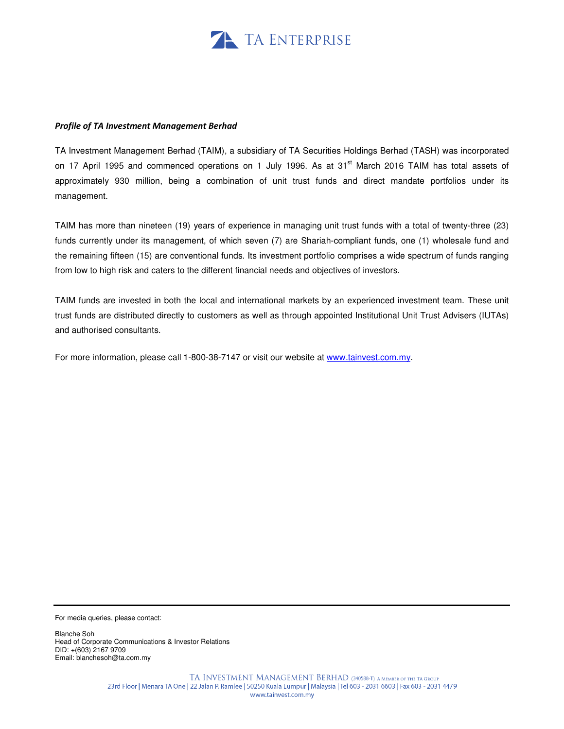***Profile of TA Investment Management Berhad***

TA Investment Management Berhad (TAIM), a subsidiary of TA Securities Holdings Berhad (TASH) was incorporated on 17 April 1995 and commenced operations on 1 July 1996. As at 31st March 2016 TAIM has total assets of approximately 930 million, being a combination of unit trust funds and direct mandate portfolios under its management.

TAIM has more than nineteen (19) years of experience in managing unit trust funds with a total of twenty-three (23) funds currently under its management, of which seven (7) are Shariah-compliant funds, one (1) wholesale fund and the remaining fifteen (15) are conventional funds. Its investment portfolio comprises a wide spectrum of funds ranging from low to high risk and caters to the different financial needs and objectives of investors.

TAIM funds are invested in both the local and international markets by an experienced investment team. These unit trust funds are distributed directly to customers as well as through appointed Institutional Unit Trust Advisers (IUTAs) and authorised consultants.

For more information, please call 1-800-38-7147 or visit our website at www.tainvest.com.my.

---

For media queries, please contact:

Blanche Soh
Head of Corporate Communications & Investor Relations
DID: +(603) 2167 9709
Email: blanchesoh@ta.com.my

TA INVESTMENT MANAGEMENT BERHAD (340588-T) A MEMBER OF THE TA GROUP
23rd Floor | Menara TA One | 22 Jalan P. Ramlee | 50250 Kuala Lumpur | Malaysia | Tel 603 - 2031 6603 | Fax 603 - 2031 4479
www.tainvest.com.my